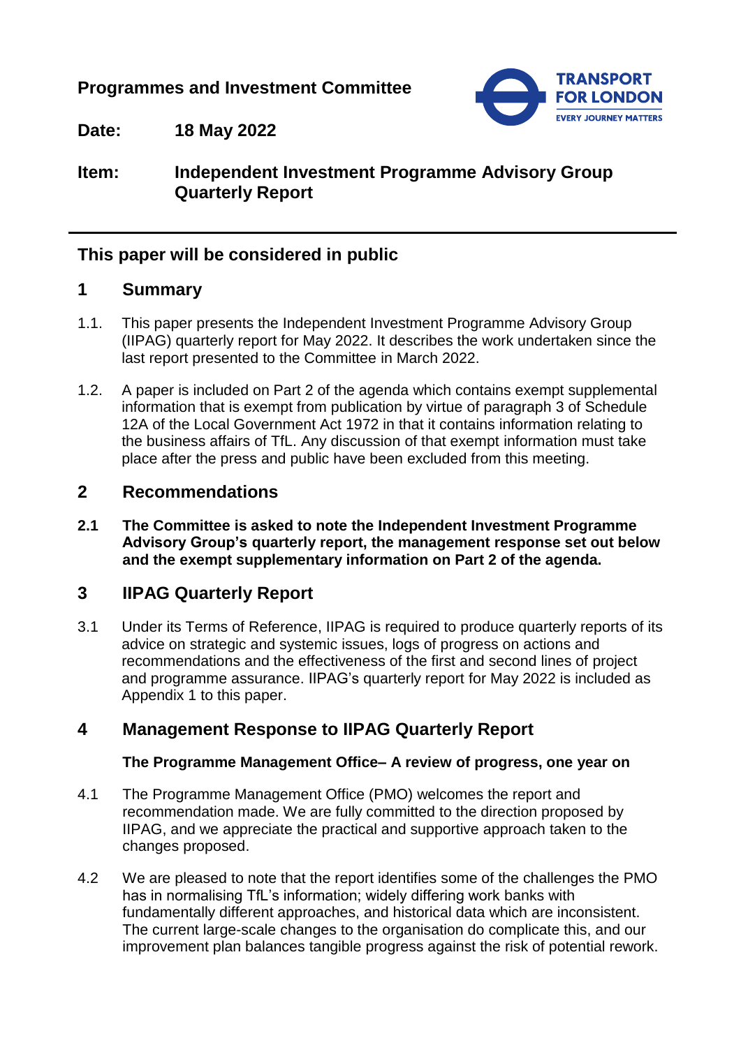**Programmes and Investment Committee**

**Date:** **18 May 2022**

**Item:** **Independent Investment Programme Advisory Group Quarterly Report**

---

## This paper will be considered in public

## 1 Summary

1.1. This paper presents the Independent Investment Programme Advisory Group (IIPAG) quarterly report for May 2022. It describes the work undertaken since the last report presented to the Committee in March 2022.

1.2. A paper is included on Part 2 of the agenda which contains exempt supplemental information that is exempt from publication by virtue of paragraph 3 of Schedule 12A of the Local Government Act 1972 in that it contains information relating to the business affairs of TfL. Any discussion of that exempt information must take place after the press and public have been excluded from this meeting.

## 2 Recommendations

**2.1 The Committee is asked to note the Independent Investment Programme Advisory Group's quarterly report, the management response set out below and the exempt supplementary information on Part 2 of the agenda.**

## 3 IIPAG Quarterly Report

3.1 Under its Terms of Reference, IIPAG is required to produce quarterly reports of its advice on strategic and systemic issues, logs of progress on actions and recommendations and the effectiveness of the first and second lines of project and programme assurance. IIPAG's quarterly report for May 2022 is included as Appendix 1 to this paper.

## 4 Management Response to IIPAG Quarterly Report

**The Programme Management Office– A review of progress, one year on**

4.1 The Programme Management Office (PMO) welcomes the report and recommendation made. We are fully committed to the direction proposed by IIPAG, and we appreciate the practical and supportive approach taken to the changes proposed.

4.2 We are pleased to note that the report identifies some of the challenges the PMO has in normalising TfL's information; widely differing work banks with fundamentally different approaches, and historical data which are inconsistent. The current large-scale changes to the organisation do complicate this, and our improvement plan balances tangible progress against the risk of potential rework.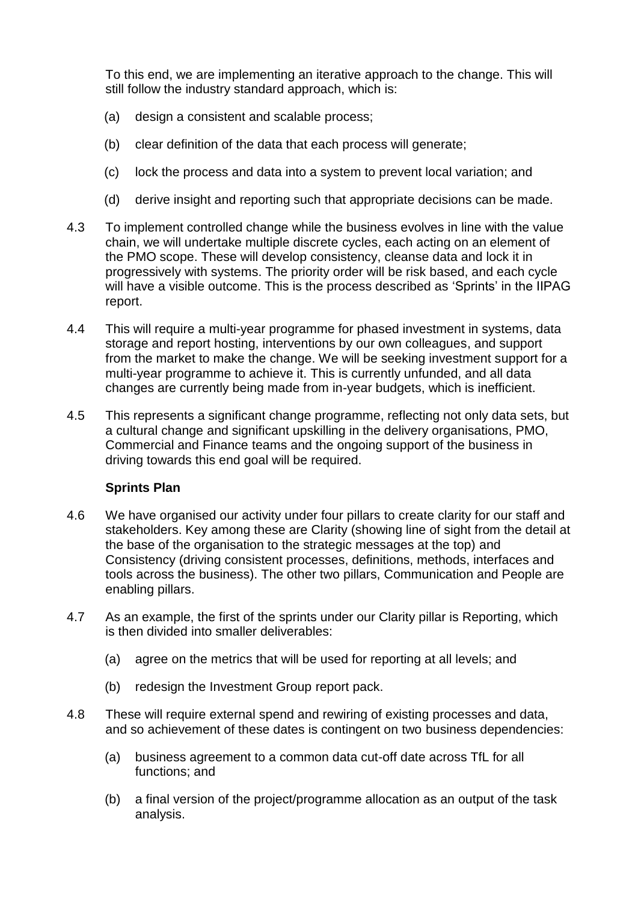To this end, we are implementing an iterative approach to the change. This will still follow the industry standard approach, which is:

(a) design a consistent and scalable process;

(b) clear definition of the data that each process will generate;

(c) lock the process and data into a system to prevent local variation; and

(d) derive insight and reporting such that appropriate decisions can be made.

4.3 To implement controlled change while the business evolves in line with the value chain, we will undertake multiple discrete cycles, each acting on an element of the PMO scope. These will develop consistency, cleanse data and lock it in progressively with systems. The priority order will be risk based, and each cycle will have a visible outcome. This is the process described as 'Sprints' in the IIPAG report.

4.4 This will require a multi-year programme for phased investment in systems, data storage and report hosting, interventions by our own colleagues, and support from the market to make the change. We will be seeking investment support for a multi-year programme to achieve it. This is currently unfunded, and all data changes are currently being made from in-year budgets, which is inefficient.

4.5 This represents a significant change programme, reflecting not only data sets, but a cultural change and significant upskilling in the delivery organisations, PMO, Commercial and Finance teams and the ongoing support of the business in driving towards this end goal will be required.

**Sprints Plan**

4.6 We have organised our activity under four pillars to create clarity for our staff and stakeholders. Key among these are Clarity (showing line of sight from the detail at the base of the organisation to the strategic messages at the top) and Consistency (driving consistent processes, definitions, methods, interfaces and tools across the business). The other two pillars, Communication and People are enabling pillars.

4.7 As an example, the first of the sprints under our Clarity pillar is Reporting, which is then divided into smaller deliverables:

(a) agree on the metrics that will be used for reporting at all levels; and

(b) redesign the Investment Group report pack.

4.8 These will require external spend and rewiring of existing processes and data, and so achievement of these dates is contingent on two business dependencies:

(a) business agreement to a common data cut-off date across TfL for all functions; and

(b) a final version of the project/programme allocation as an output of the task analysis.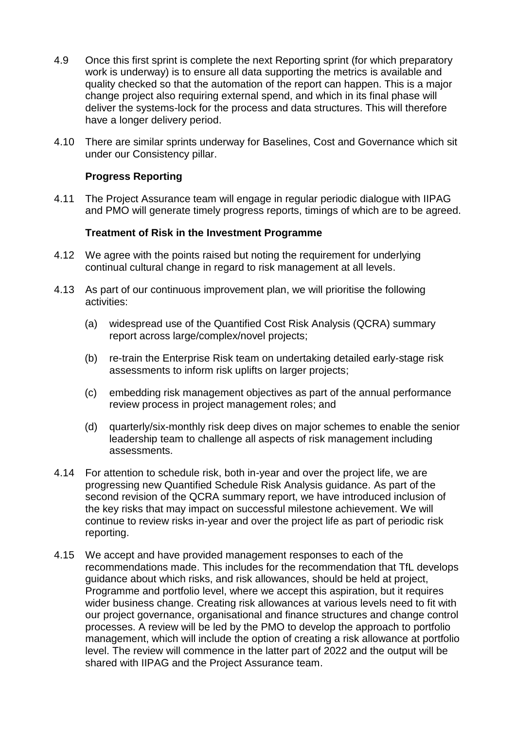4.9 Once this first sprint is complete the next Reporting sprint (for which preparatory work is underway) is to ensure all data supporting the metrics is available and quality checked so that the automation of the report can happen. This is a major change project also requiring external spend, and which in its final phase will deliver the systems-lock for the process and data structures. This will therefore have a longer delivery period.

4.10 There are similar sprints underway for Baselines, Cost and Governance which sit under our Consistency pillar.

**Progress Reporting**

4.11 The Project Assurance team will engage in regular periodic dialogue with IIPAG and PMO will generate timely progress reports, timings of which are to be agreed.

**Treatment of Risk in the Investment Programme**

4.12 We agree with the points raised but noting the requirement for underlying continual cultural change in regard to risk management at all levels.

4.13 As part of our continuous improvement plan, we will prioritise the following activities:

(a) widespread use of the Quantified Cost Risk Analysis (QCRA) summary report across large/complex/novel projects;

(b) re-train the Enterprise Risk team on undertaking detailed early-stage risk assessments to inform risk uplifts on larger projects;

(c) embedding risk management objectives as part of the annual performance review process in project management roles; and

(d) quarterly/six-monthly risk deep dives on major schemes to enable the senior leadership team to challenge all aspects of risk management including assessments.

4.14 For attention to schedule risk, both in-year and over the project life, we are progressing new Quantified Schedule Risk Analysis guidance. As part of the second revision of the QCRA summary report, we have introduced inclusion of the key risks that may impact on successful milestone achievement. We will continue to review risks in-year and over the project life as part of periodic risk reporting.

4.15 We accept and have provided management responses to each of the recommendations made. This includes for the recommendation that TfL develops guidance about which risks, and risk allowances, should be held at project, Programme and portfolio level, where we accept this aspiration, but it requires wider business change. Creating risk allowances at various levels need to fit with our project governance, organisational and finance structures and change control processes. A review will be led by the PMO to develop the approach to portfolio management, which will include the option of creating a risk allowance at portfolio level. The review will commence in the latter part of 2022 and the output will be shared with IIPAG and the Project Assurance team.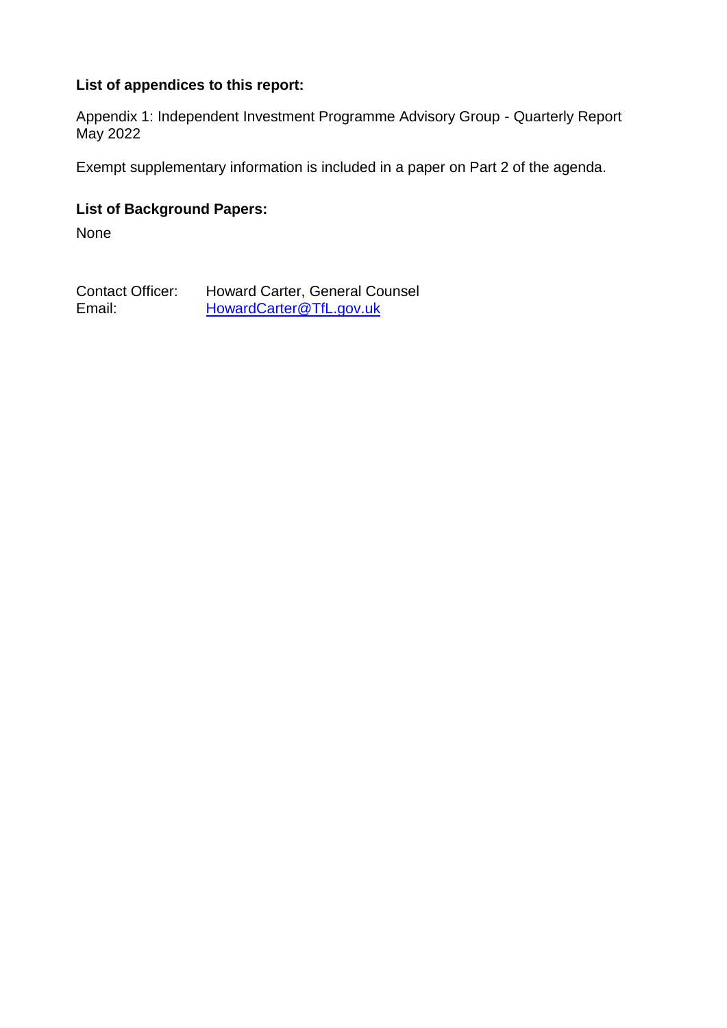**List of appendices to this report:**

Appendix 1: Independent Investment Programme Advisory Group - Quarterly Report May 2022

Exempt supplementary information is included in a paper on Part 2 of the agenda.

**List of Background Papers:**

None

Contact Officer: Howard Carter, General Counsel
Email: HowardCarter@TfL.gov.uk